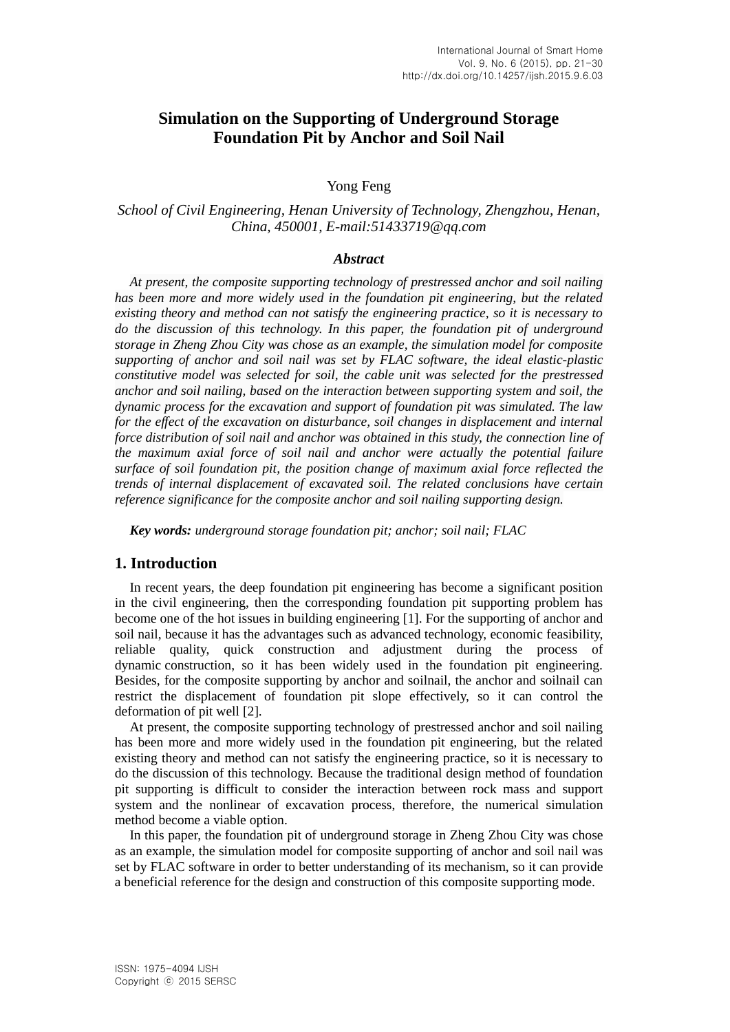# Simulation on the Supporting of Underground Storage Foundation Pit by Anchor and Soil Nail

Yong Feng

*School of Civil Engineering, Henan University of Technology, Zhengzhou, Henan, China, 450001, E-mail:51433719@qq.com*

***Abstract***

*At present, the composite supporting technology of prestressed anchor and soil nailing has been more and more widely used in the foundation pit engineering, but the related existing theory and method can not satisfy the engineering practice, so it is necessary to do the discussion of this technology. In this paper, the foundation pit of underground storage in Zheng Zhou City was chose as an example, the simulation model for composite supporting of anchor and soil nail was set by FLAC software, the ideal elastic-plastic constitutive model was selected for soil, the cable unit was selected for the prestressed anchor and soil nailing, based on the interaction between supporting system and soil, the dynamic process for the excavation and support of foundation pit was simulated. The law for the effect of the excavation on disturbance, soil changes in displacement and internal force distribution of soil nail and anchor was obtained in this study, the connection line of the maximum axial force of soil nail and anchor were actually the potential failure surface of soil foundation pit, the position change of maximum axial force reflected the trends of internal displacement of excavated soil. The related conclusions have certain reference significance for the composite anchor and soil nailing supporting design.*

***Key words:*** *underground storage foundation pit; anchor; soil nail; FLAC*

## 1. Introduction

In recent years, the deep foundation pit engineering has become a significant position in the civil engineering, then the corresponding foundation pit supporting problem has become one of the hot issues in building engineering [1]. For the supporting of anchor and soil nail, because it has the advantages such as advanced technology, economic feasibility, reliable quality, quick construction and adjustment during the process of dynamic construction, so it has been widely used in the foundation pit engineering. Besides, for the composite supporting by anchor and soilnail, the anchor and soilnail can restrict the displacement of foundation pit slope effectively, so it can control the deformation of pit well [2].

At present, the composite supporting technology of prestressed anchor and soil nailing has been more and more widely used in the foundation pit engineering, but the related existing theory and method can not satisfy the engineering practice, so it is necessary to do the discussion of this technology. Because the traditional design method of foundation pit supporting is difficult to consider the interaction between rock mass and support system and the nonlinear of excavation process, therefore, the numerical simulation method become a viable option.

In this paper, the foundation pit of underground storage in Zheng Zhou City was chose as an example, the simulation model for composite supporting of anchor and soil nail was set by FLAC software in order to better understanding of its mechanism, so it can provide a beneficial reference for the design and construction of this composite supporting mode.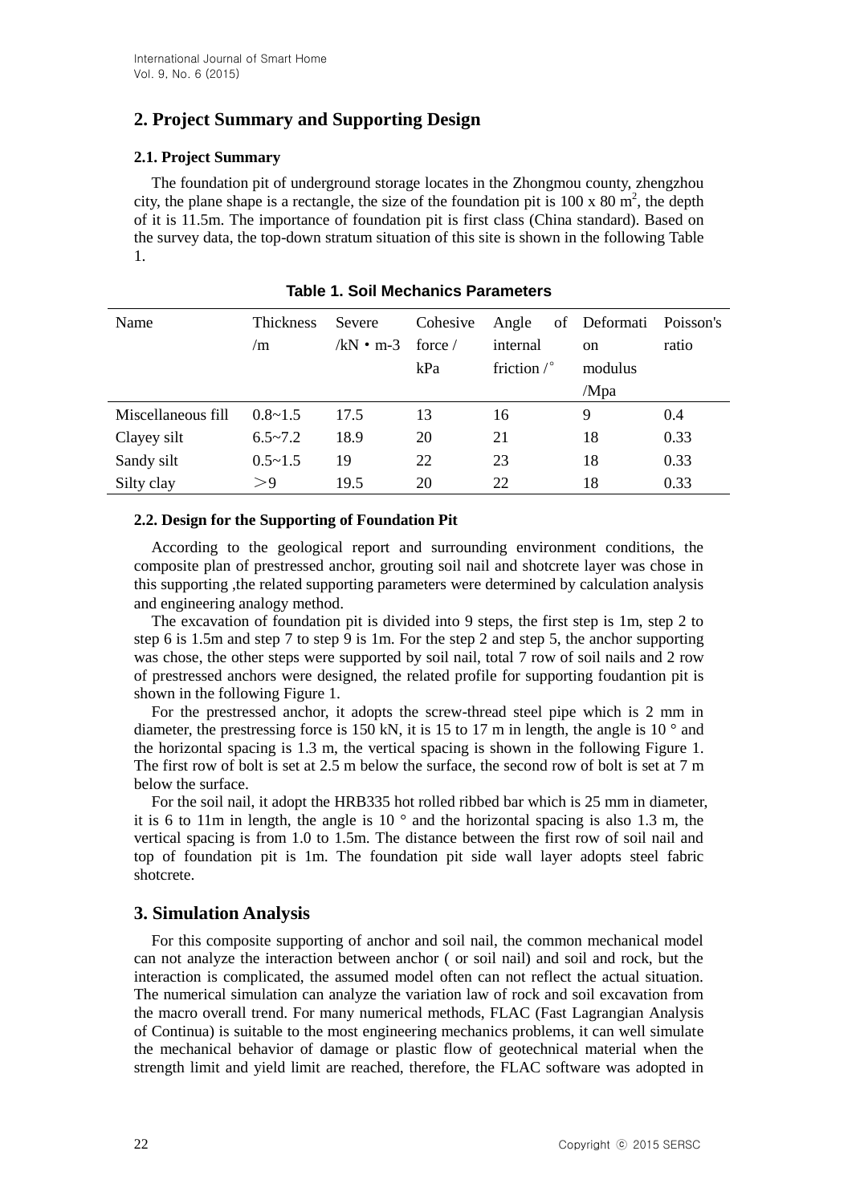## 2. Project Summary and Supporting Design

### 2.1. Project Summary

The foundation pit of underground storage locates in the Zhongmou county, zhengzhou city, the plane shape is a rectangle, the size of the foundation pit is 100 x 80 $m^2$, the depth of it is 11.5m. The importance of foundation pit is first class (China standard). Based on the survey data, the top-down stratum situation of this site is shown in the following Table 1.

**Table 1. Soil Mechanics Parameters**

| Name | Thickness /m | Severe /kN・m-3 | Cohesive force / kPa | Angle of internal friction /° | Deformation modulus /Mpa | Poisson's ratio |
|---|---|---|---|---|---|---|
| Miscellaneous fill | 0.8~1.5 | 17.5 | 13 | 16 | 9 | 0.4 |
| Clayey silt | 6.5~7.2 | 18.9 | 20 | 21 | 18 | 0.33 |
| Sandy silt | 0.5~1.5 | 19 | 22 | 23 | 18 | 0.33 |
| Silty clay | ＞9 | 19.5 | 20 | 22 | 18 | 0.33 |

### 2.2. Design for the Supporting of Foundation Pit

According to the geological report and surrounding environment conditions, the composite plan of prestressed anchor, grouting soil nail and shotcrete layer was chose in this supporting ,the related supporting parameters were determined by calculation analysis and engineering analogy method.

The excavation of foundation pit is divided into 9 steps, the first step is 1m, step 2 to step 6 is 1.5m and step 7 to step 9 is 1m. For the step 2 and step 5, the anchor supporting was chose, the other steps were supported by soil nail, total 7 row of soil nails and 2 row of prestressed anchors were designed, the related profile for supporting foudantion pit is shown in the following Figure 1.

For the prestressed anchor, it adopts the screw-thread steel pipe which is 2 mm in diameter, the prestressing force is 150 kN, it is 15 to 17 m in length, the angle is 10 ° and the horizontal spacing is 1.3 m, the vertical spacing is shown in the following Figure 1. The first row of bolt is set at 2.5 m below the surface, the second row of bolt is set at 7 m below the surface.

For the soil nail, it adopt the HRB335 hot rolled ribbed bar which is 25 mm in diameter, it is 6 to 11m in length, the angle is 10 ° and the horizontal spacing is also 1.3 m, the vertical spacing is from 1.0 to 1.5m. The distance between the first row of soil nail and top of foundation pit is 1m. The foundation pit side wall layer adopts steel fabric shotcrete.

## 3. Simulation Analysis

For this composite supporting of anchor and soil nail, the common mechanical model can not analyze the interaction between anchor ( or soil nail) and soil and rock, but the interaction is complicated, the assumed model often can not reflect the actual situation. The numerical simulation can analyze the variation law of rock and soil excavation from the macro overall trend. For many numerical methods, FLAC (Fast Lagrangian Analysis of Continua) is suitable to the most engineering mechanics problems, it can well simulate the mechanical behavior of damage or plastic flow of geotechnical material when the strength limit and yield limit are reached, therefore, the FLAC software was adopted in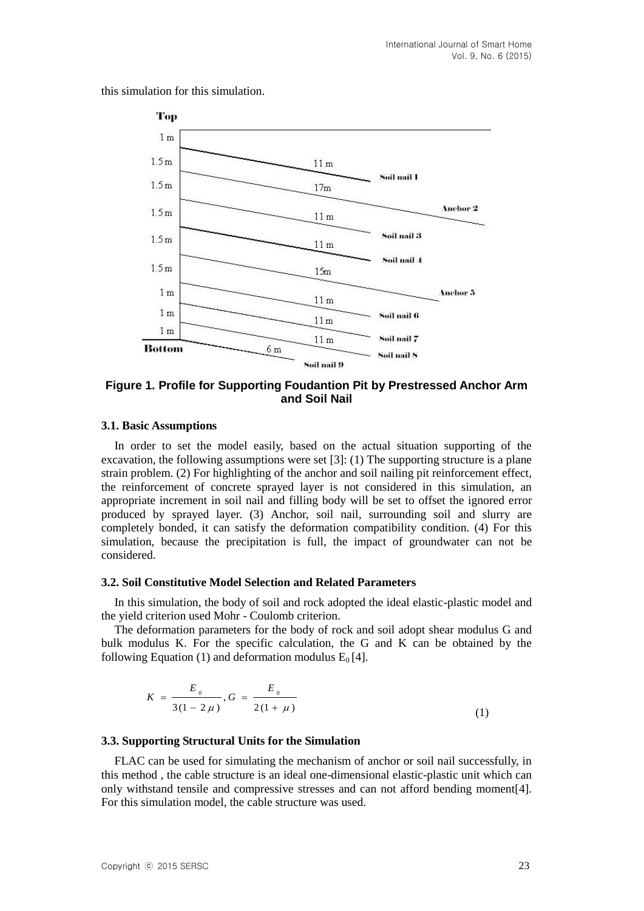this simulation for this simulation.

**Figure 1. Profile for Supporting Foudantion Pit by Prestressed Anchor Arm and Soil Nail**

### 3.1. Basic Assumptions

In order to set the model easily, based on the actual situation supporting of the excavation, the following assumptions were set [3]: (1) The supporting structure is a plane strain problem. (2) For highlighting of the anchor and soil nailing pit reinforcement effect, the reinforcement of concrete sprayed layer is not considered in this simulation, an appropriate increment in soil nail and filling body will be set to offset the ignored error produced by sprayed layer. (3) Anchor, soil nail, surrounding soil and slurry are completely bonded, it can satisfy the deformation compatibility condition. (4) For this simulation, because the precipitation is full, the impact of groundwater can not be considered.

### 3.2. Soil Constitutive Model Selection and Related Parameters

In this simulation, the body of soil and rock adopted the ideal elastic-plastic model and the yield criterion used Mohr - Coulomb criterion.

The deformation parameters for the body of rock and soil adopt shear modulus G and bulk modulus K. For the specific calculation, the G and K can be obtained by the following Equation (1) and deformation modulus $E_0$ [4].

$$K = \frac{E_0}{3(1 - 2\mu)}, G = \frac{E_0}{2(1 + \mu)} \tag{1}$$

### 3.3. Supporting Structural Units for the Simulation

FLAC can be used for simulating the mechanism of anchor or soil nail successfully, in this method , the cable structure is an ideal one-dimensional elastic-plastic unit which can only withstand tensile and compressive stresses and can not afford bending moment[4]. For this simulation model, the cable structure was used.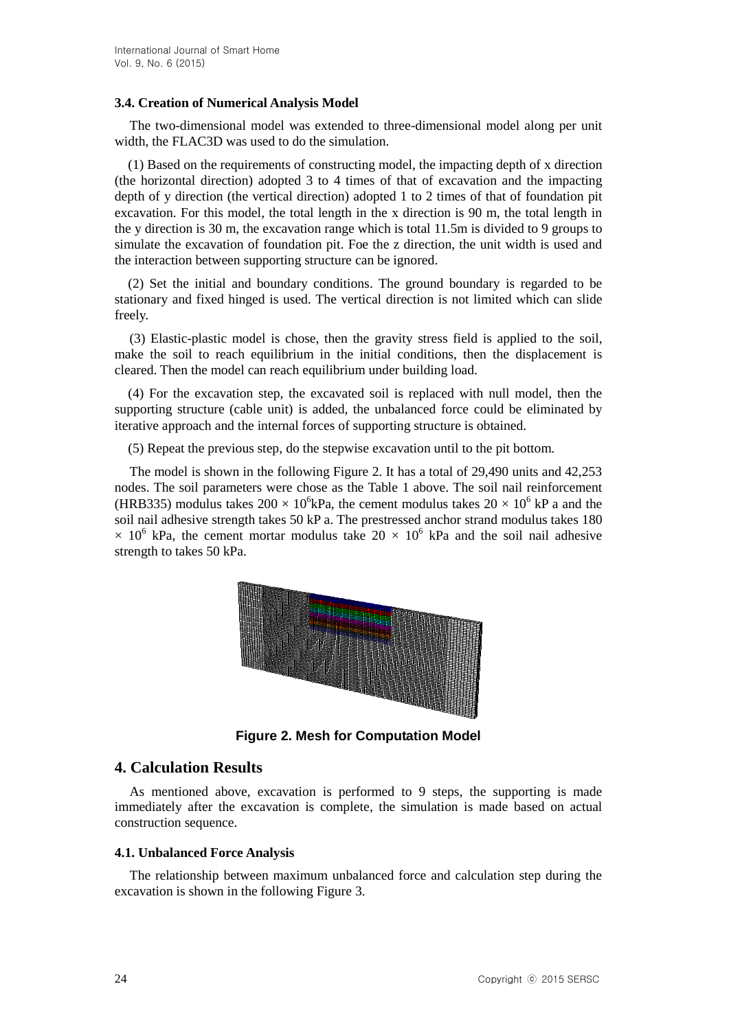### 3.4. Creation of Numerical Analysis Model

The two-dimensional model was extended to three-dimensional model along per unit width, the FLAC3D was used to do the simulation.

(1) Based on the requirements of constructing model, the impacting depth of x direction (the horizontal direction) adopted 3 to 4 times of that of excavation and the impacting depth of y direction (the vertical direction) adopted 1 to 2 times of that of foundation pit excavation. For this model, the total length in the x direction is 90 m, the total length in the y direction is 30 m, the excavation range which is total 11.5m is divided to 9 groups to simulate the excavation of foundation pit. Foe the z direction, the unit width is used and the interaction between supporting structure can be ignored.

(2) Set the initial and boundary conditions. The ground boundary is regarded to be stationary and fixed hinged is used. The vertical direction is not limited which can slide freely.

(3) Elastic-plastic model is chose, then the gravity stress field is applied to the soil, make the soil to reach equilibrium in the initial conditions, then the displacement is cleared. Then the model can reach equilibrium under building load.

(4) For the excavation step, the excavated soil is replaced with null model, then the supporting structure (cable unit) is added, the unbalanced force could be eliminated by iterative approach and the internal forces of supporting structure is obtained.

(5) Repeat the previous step, do the stepwise excavation until to the pit bottom.

The model is shown in the following Figure 2. It has a total of 29,490 units and 42,253 nodes. The soil parameters were chose as the Table 1 above. The soil nail reinforcement (HRB335) modulus takes $200 \times 10^6$kPa, the cement modulus takes $20 \times 10^6$ kP a and the soil nail adhesive strength takes 50 kP a. The prestressed anchor strand modulus takes $180 \times 10^6$ kPa, the cement mortar modulus take $20 \times 10^6$ kPa and the soil nail adhesive strength to takes 50 kPa.

**Figure 2. Mesh for Computation Model**

## 4. Calculation Results

As mentioned above, excavation is performed to 9 steps, the supporting is made immediately after the excavation is complete, the simulation is made based on actual construction sequence.

### 4.1. Unbalanced Force Analysis

The relationship between maximum unbalanced force and calculation step during the excavation is shown in the following Figure 3.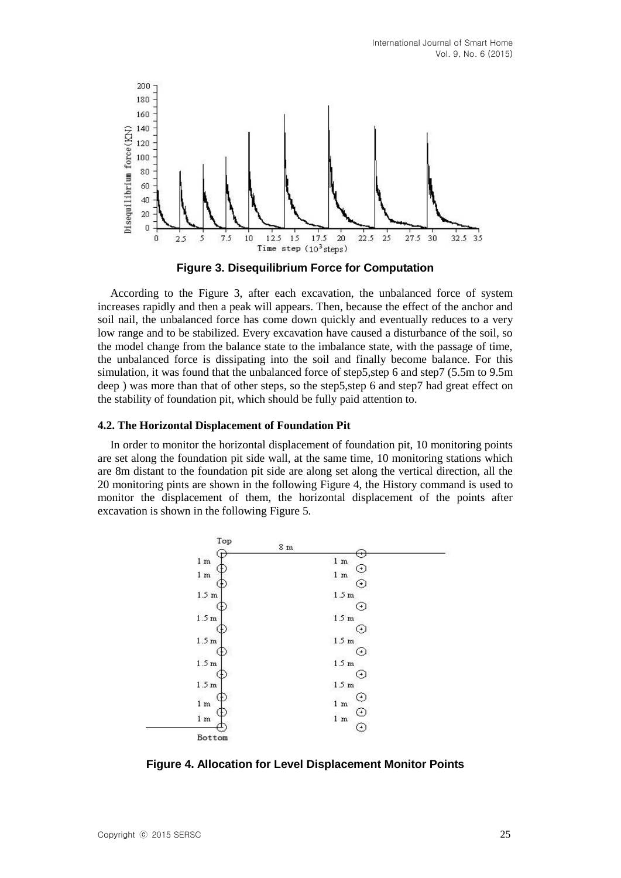Figure 3. Disequilibrium Force for Computation

According to the Figure 3, after each excavation, the unbalanced force of system increases rapidly and then a peak will appears. Then, because the effect of the anchor and soil nail, the unbalanced force has come down quickly and eventually reduces to a very low range and to be stabilized. Every excavation have caused a disturbance of the soil, so the model change from the balance state to the imbalance state, with the passage of time, the unbalanced force is dissipating into the soil and finally become balance. For this simulation, it was found that the unbalanced force of step5,step 6 and step7 (5.5m to 9.5m deep ) was more than that of other steps, so the step5,step 6 and step7 had great effect on the stability of foundation pit, which should be fully paid attention to.

### 4.2. The Horizontal Displacement of Foundation Pit

In order to monitor the horizontal displacement of foundation pit, 10 monitoring points are set along the foundation pit side wall, at the same time, 10 monitoring stations which are 8m distant to the foundation pit side are along set along the vertical direction, all the 20 monitoring pints are shown in the following Figure 4, the History command is used to monitor the displacement of them, the horizontal displacement of the points after excavation is shown in the following Figure 5.

Figure 4. Allocation for Level Displacement Monitor Points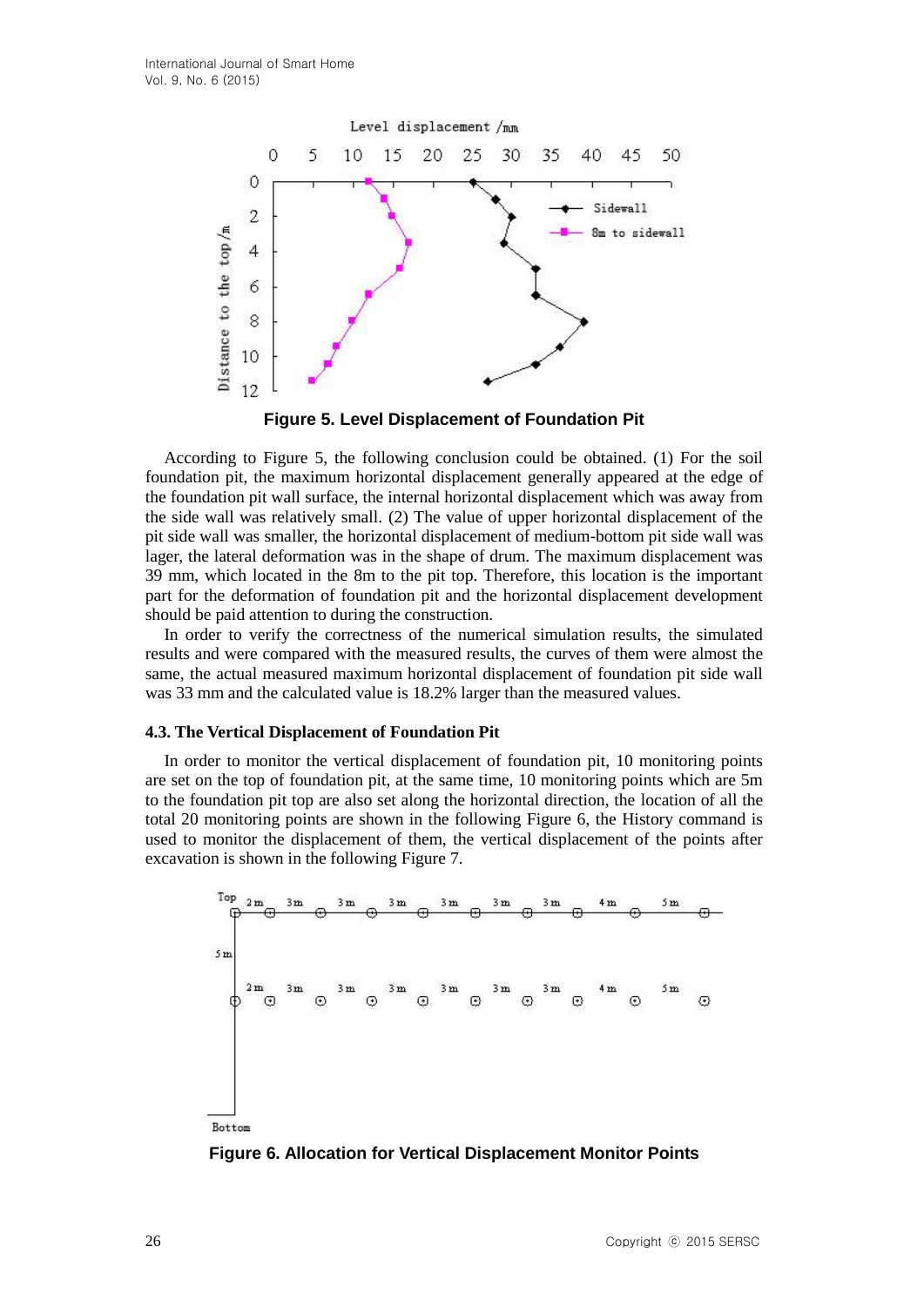Figure 5. Level Displacement of Foundation Pit

According to Figure 5, the following conclusion could be obtained. (1) For the soil foundation pit, the maximum horizontal displacement generally appeared at the edge of the foundation pit wall surface, the internal horizontal displacement which was away from the side wall was relatively small. (2) The value of upper horizontal displacement of the pit side wall was smaller, the horizontal displacement of medium-bottom pit side wall was lager, the lateral deformation was in the shape of drum. The maximum displacement was 39 mm, which located in the 8m to the pit top. Therefore, this location is the important part for the deformation of foundation pit and the horizontal displacement development should be paid attention to during the construction.

In order to verify the correctness of the numerical simulation results, the simulated results and were compared with the measured results, the curves of them were almost the same, the actual measured maximum horizontal displacement of foundation pit side wall was 33 mm and the calculated value is 18.2% larger than the measured values.

### 4.3. The Vertical Displacement of Foundation Pit

In order to monitor the vertical displacement of foundation pit, 10 monitoring points are set on the top of foundation pit, at the same time, 10 monitoring points which are 5m to the foundation pit top are also set along the horizontal direction, the location of all the total 20 monitoring points are shown in the following Figure 6, the History command is used to monitor the displacement of them, the vertical displacement of the points after excavation is shown in the following Figure 7.

Figure 6. Allocation for Vertical Displacement Monitor Points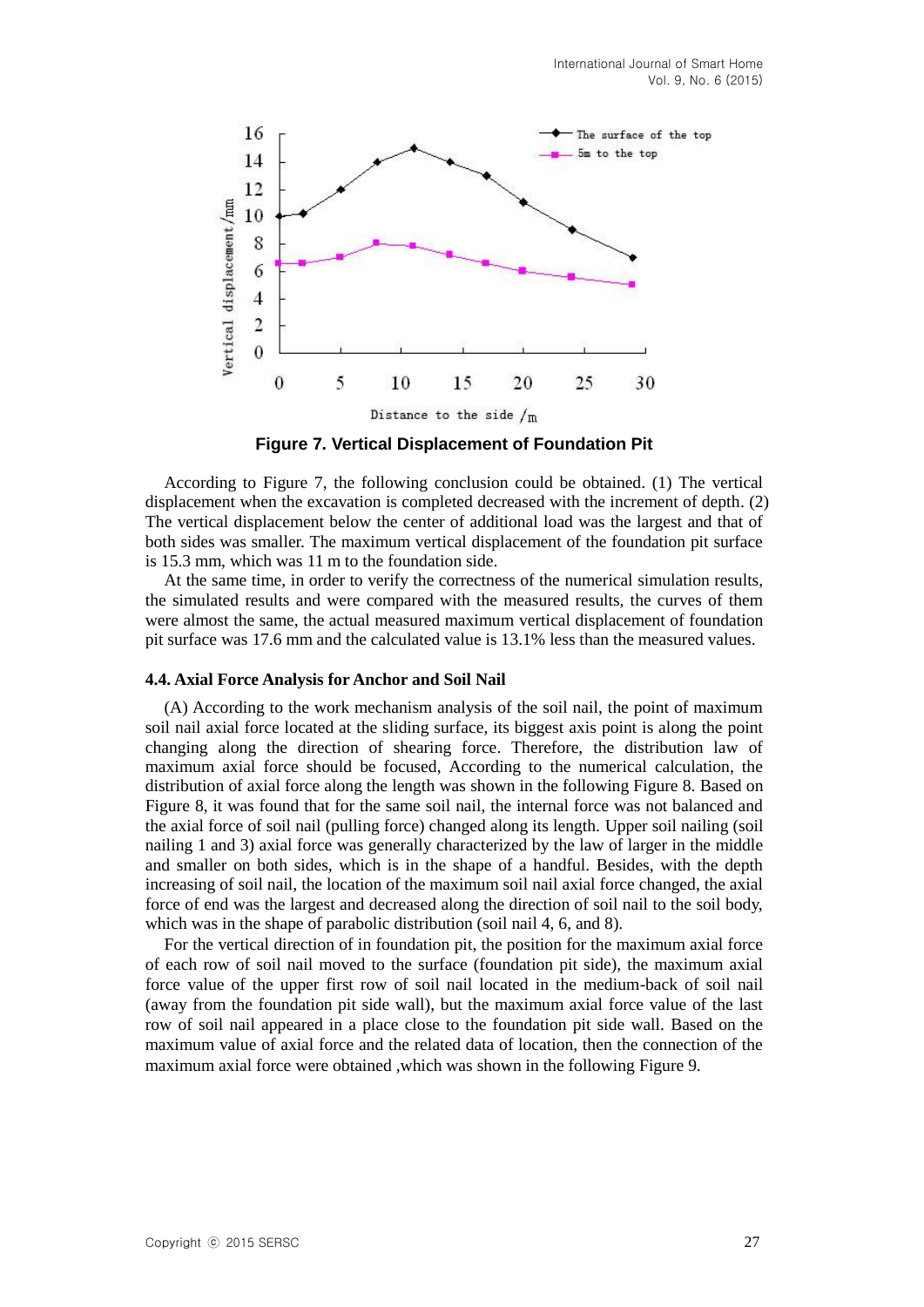**Figure 7. Vertical Displacement of Foundation Pit**

According to Figure 7, the following conclusion could be obtained. (1) The vertical displacement when the excavation is completed decreased with the increment of depth. (2) The vertical displacement below the center of additional load was the largest and that of both sides was smaller. The maximum vertical displacement of the foundation pit surface is 15.3 mm, which was 11 m to the foundation side.

At the same time, in order to verify the correctness of the numerical simulation results, the simulated results and were compared with the measured results, the curves of them were almost the same, the actual measured maximum vertical displacement of foundation pit surface was 17.6 mm and the calculated value is 13.1% less than the measured values.

#### 4.4. Axial Force Analysis for Anchor and Soil Nail

(A) According to the work mechanism analysis of the soil nail, the point of maximum soil nail axial force located at the sliding surface, its biggest axis point is along the point changing along the direction of shearing force. Therefore, the distribution law of maximum axial force should be focused, According to the numerical calculation, the distribution of axial force along the length was shown in the following Figure 8. Based on Figure 8, it was found that for the same soil nail, the internal force was not balanced and the axial force of soil nail (pulling force) changed along its length. Upper soil nailing (soil nailing 1 and 3) axial force was generally characterized by the law of larger in the middle and smaller on both sides, which is in the shape of a handful. Besides, with the depth increasing of soil nail, the location of the maximum soil nail axial force changed, the axial force of end was the largest and decreased along the direction of soil nail to the soil body, which was in the shape of parabolic distribution (soil nail 4, 6, and 8).

For the vertical direction of in foundation pit, the position for the maximum axial force of each row of soil nail moved to the surface (foundation pit side), the maximum axial force value of the upper first row of soil nail located in the medium-back of soil nail (away from the foundation pit side wall), but the maximum axial force value of the last row of soil nail appeared in a place close to the foundation pit side wall. Based on the maximum value of axial force and the related data of location, then the connection of the maximum axial force were obtained ,which was shown in the following Figure 9.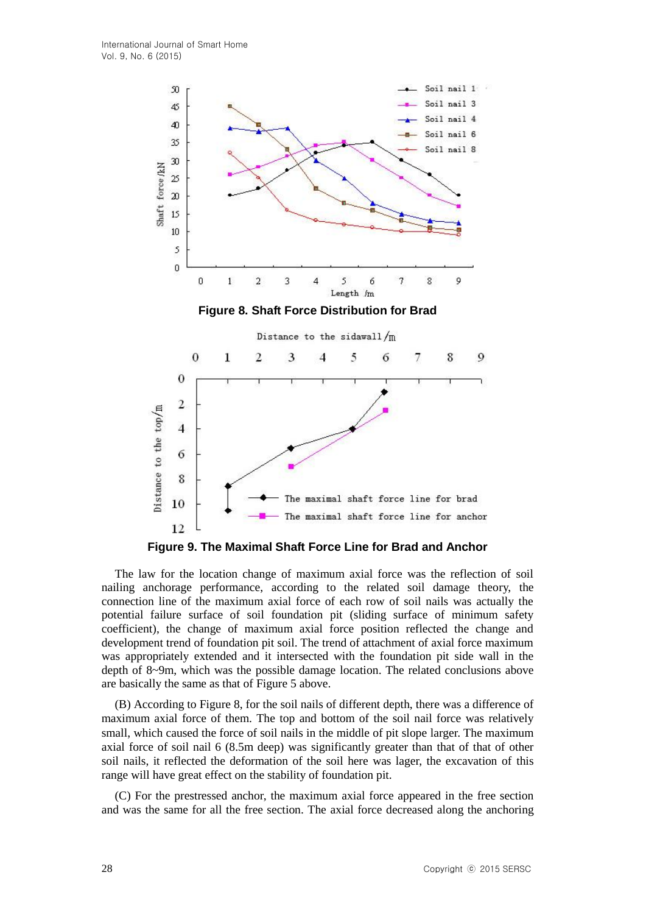**Figure 8. Shaft Force Distribution for Brad**

**Figure 9. The Maximal Shaft Force Line for Brad and Anchor**

The law for the location change of maximum axial force was the reflection of soil nailing anchorage performance, according to the related soil damage theory, the connection line of the maximum axial force of each row of soil nails was actually the potential failure surface of soil foundation pit (sliding surface of minimum safety coefficient), the change of maximum axial force position reflected the change and development trend of foundation pit soil. The trend of attachment of axial force maximum was appropriately extended and it intersected with the foundation pit side wall in the depth of 8~9m, which was the possible damage location. The related conclusions above are basically the same as that of Figure 5 above.

(B) According to Figure 8, for the soil nails of different depth, there was a difference of maximum axial force of them. The top and bottom of the soil nail force was relatively small, which caused the force of soil nails in the middle of pit slope larger. The maximum axial force of soil nail 6 (8.5m deep) was significantly greater than that of that of other soil nails, it reflected the deformation of the soil here was lager, the excavation of this range will have great effect on the stability of foundation pit.

(C) For the prestressed anchor, the maximum axial force appeared in the free section and was the same for all the free section. The axial force decreased along the anchoring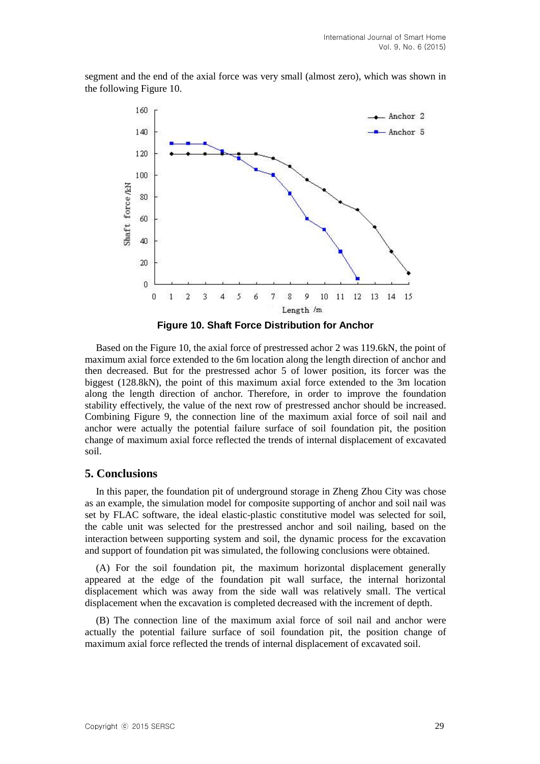segment and the end of the axial force was very small (almost zero), which was shown in the following Figure 10.

**Figure 10. Shaft Force Distribution for Anchor**

Based on the Figure 10, the axial force of prestressed achor 2 was 119.6kN, the point of maximum axial force extended to the 6m location along the length direction of anchor and then decreased. But for the prestressed achor 5 of lower position, its forcer was the biggest (128.8kN), the point of this maximum axial force extended to the 3m location along the length direction of anchor. Therefore, in order to improve the foundation stability effectively, the value of the next row of prestressed anchor should be increased. Combining Figure 9, the connection line of the maximum axial force of soil nail and anchor were actually the potential failure surface of soil foundation pit, the position change of maximum axial force reflected the trends of internal displacement of excavated soil.

## 5. Conclusions

In this paper, the foundation pit of underground storage in Zheng Zhou City was chose as an example, the simulation model for composite supporting of anchor and soil nail was set by FLAC software, the ideal elastic-plastic constitutive model was selected for soil, the cable unit was selected for the prestressed anchor and soil nailing, based on the interaction between supporting system and soil, the dynamic process for the excavation and support of foundation pit was simulated, the following conclusions were obtained.

(A) For the soil foundation pit, the maximum horizontal displacement generally appeared at the edge of the foundation pit wall surface, the internal horizontal displacement which was away from the side wall was relatively small. The vertical displacement when the excavation is completed decreased with the increment of depth.

(B) The connection line of the maximum axial force of soil nail and anchor were actually the potential failure surface of soil foundation pit, the position change of maximum axial force reflected the trends of internal displacement of excavated soil.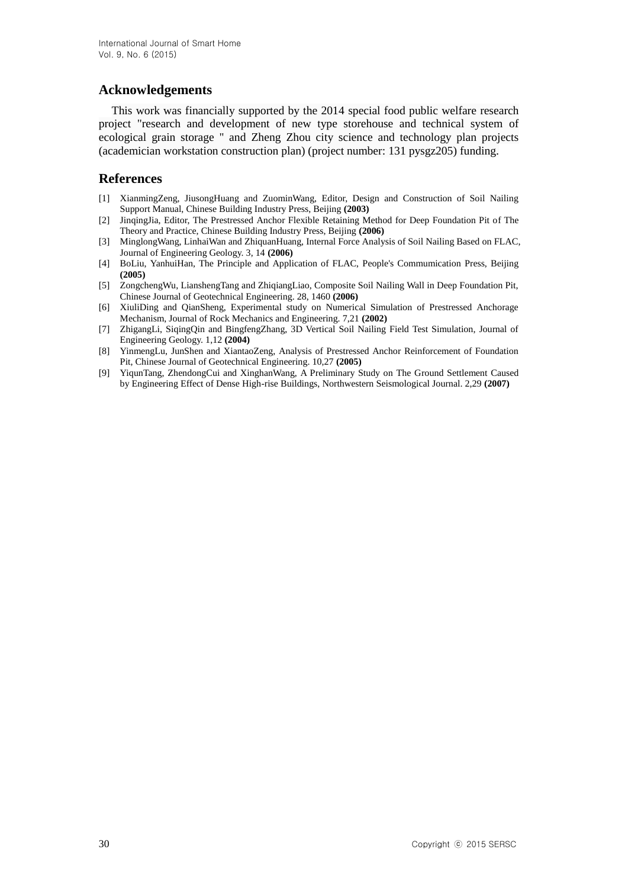## Acknowledgements

This work was financially supported by the 2014 special food public welfare research project "research and development of new type storehouse and technical system of ecological grain storage " and Zheng Zhou city science and technology plan projects (academician workstation construction plan) (project number: 131 pysgz205) funding.

## References

[1] XianmingZeng, JiusongHuang and ZuominWang, Editor, Design and Construction of Soil Nailing Support Manual, Chinese Building Industry Press, Beijing **(2003)**

[2] JinqingJia, Editor, The Prestressed Anchor Flexible Retaining Method for Deep Foundation Pit of The Theory and Practice, Chinese Building Industry Press, Beijing **(2006)**

[3] MinglongWang, LinhaiWan and ZhiquanHuang, Internal Force Analysis of Soil Nailing Based on FLAC, Journal of Engineering Geology. 3, 14 **(2006)**

[4] BoLiu, YanhuiHan, The Principle and Application of FLAC, People's Commumication Press, Beijing **(2005)**

[5] ZongchengWu, LianshengTang and ZhiqiangLiao, Composite Soil Nailing Wall in Deep Foundation Pit, Chinese Journal of Geotechnical Engineering. 28, 1460 **(2006)**

[6] XiuliDing and QianSheng, Experimental study on Numerical Simulation of Prestressed Anchorage Mechanism, Journal of Rock Mechanics and Engineering. 7,21 **(2002)**

[7] ZhigangLi, SiqingQin and BingfengZhang, 3D Vertical Soil Nailing Field Test Simulation, Journal of Engineering Geology. 1,12 **(2004)**

[8] YinmengLu, JunShen and XiantaoZeng, Analysis of Prestressed Anchor Reinforcement of Foundation Pit, Chinese Journal of Geotechnical Engineering. 10,27 **(2005)**

[9] YiqunTang, ZhendongCui and XinghanWang, A Preliminary Study on The Ground Settlement Caused by Engineering Effect of Dense High-rise Buildings, Northwestern Seismological Journal. 2,29 **(2007)**